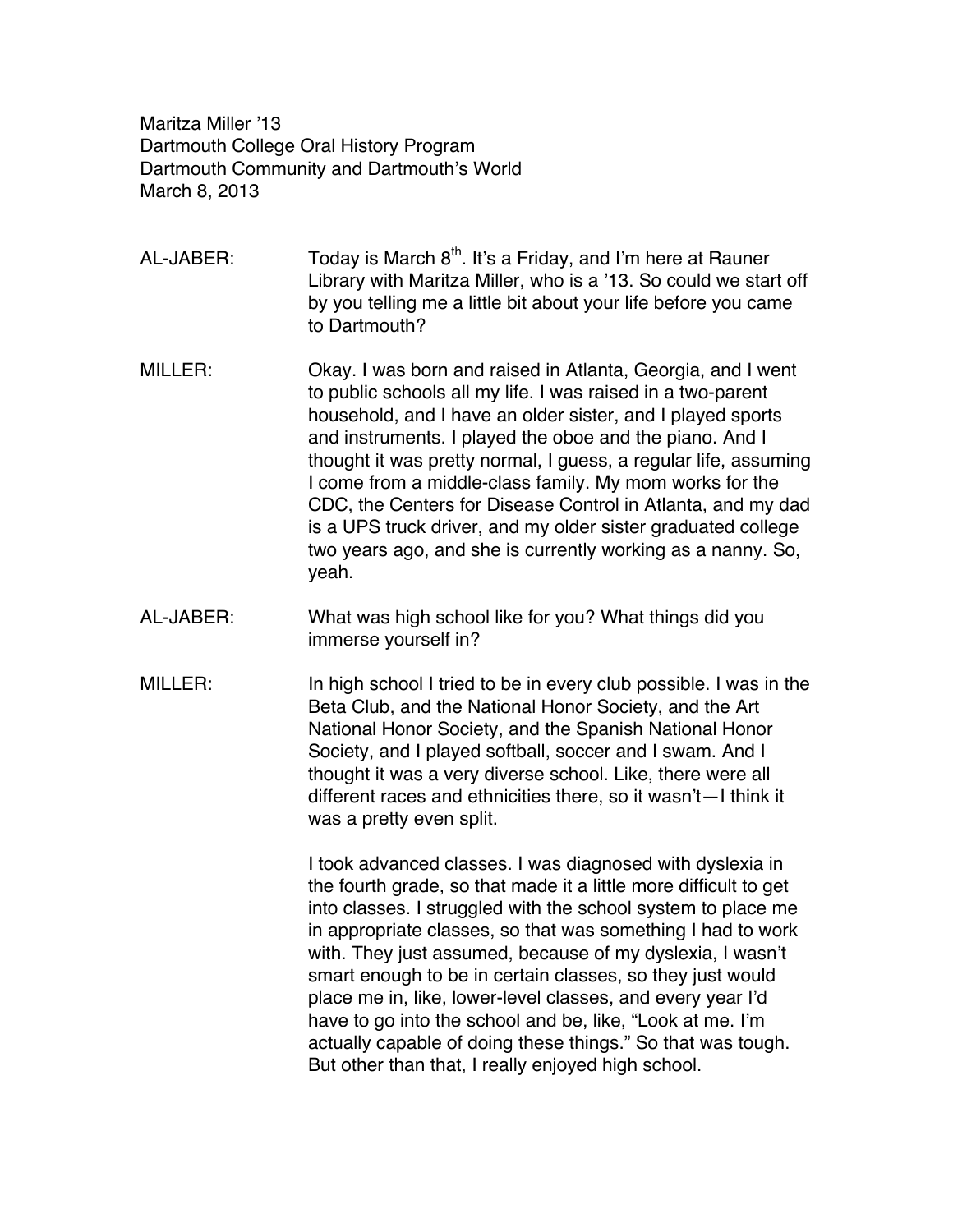Maritza Miller '13
Dartmouth College Oral History Program
Dartmouth Community and Dartmouth's World
March 8, 2013

AL-JABER: Today is March 8th. It's a Friday, and I'm here at Rauner Library with Maritza Miller, who is a '13. So could we start off by you telling me a little bit about your life before you came to Dartmouth?

MILLER: Okay. I was born and raised in Atlanta, Georgia, and I went to public schools all my life. I was raised in a two-parent household, and I have an older sister, and I played sports and instruments. I played the oboe and the piano. And I thought it was pretty normal, I guess, a regular life, assuming I come from a middle-class family. My mom works for the CDC, the Centers for Disease Control in Atlanta, and my dad is a UPS truck driver, and my older sister graduated college two years ago, and she is currently working as a nanny. So, yeah.

AL-JABER: What was high school like for you? What things did you immerse yourself in?

MILLER: In high school I tried to be in every club possible. I was in the Beta Club, and the National Honor Society, and the Art National Honor Society, and the Spanish National Honor Society, and I played softball, soccer and I swam. And I thought it was a very diverse school. Like, there were all different races and ethnicities there, so it wasn't—I think it was a pretty even split.

I took advanced classes. I was diagnosed with dyslexia in the fourth grade, so that made it a little more difficult to get into classes. I struggled with the school system to place me in appropriate classes, so that was something I had to work with. They just assumed, because of my dyslexia, I wasn't smart enough to be in certain classes, so they just would place me in, like, lower-level classes, and every year I'd have to go into the school and be, like, "Look at me. I'm actually capable of doing these things." So that was tough. But other than that, I really enjoyed high school.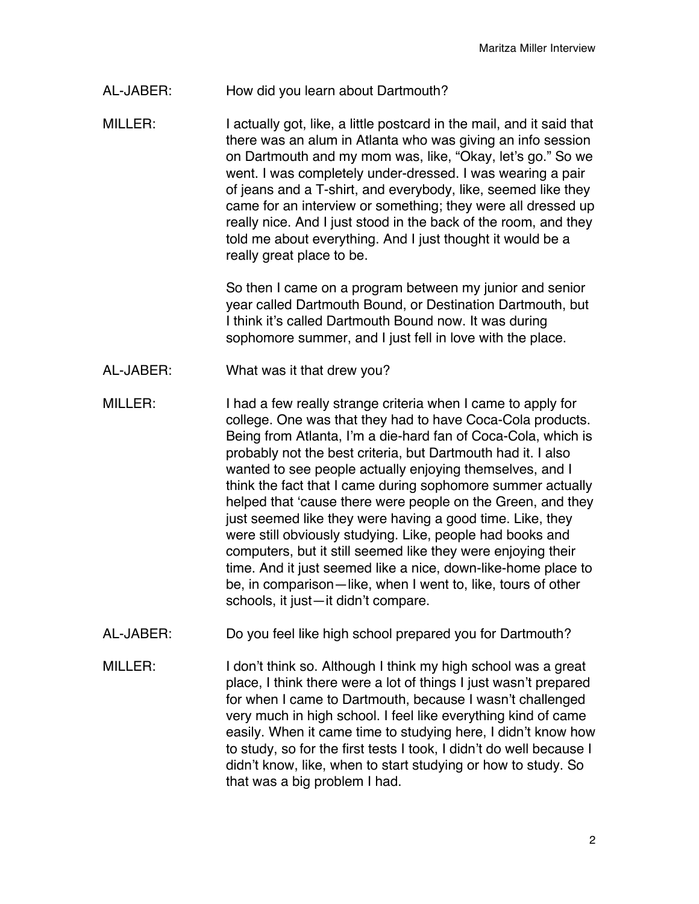AL-JABER: How did you learn about Dartmouth?

MILLER: I actually got, like, a little postcard in the mail, and it said that there was an alum in Atlanta who was giving an info session on Dartmouth and my mom was, like, "Okay, let's go." So we went. I was completely under-dressed. I was wearing a pair of jeans and a T-shirt, and everybody, like, seemed like they came for an interview or something; they were all dressed up really nice. And I just stood in the back of the room, and they told me about everything. And I just thought it would be a really great place to be.

So then I came on a program between my junior and senior year called Dartmouth Bound, or Destination Dartmouth, but I think it's called Dartmouth Bound now. It was during sophomore summer, and I just fell in love with the place.

AL-JABER: What was it that drew you?

MILLER: I had a few really strange criteria when I came to apply for college. One was that they had to have Coca-Cola products. Being from Atlanta, I'm a die-hard fan of Coca-Cola, which is probably not the best criteria, but Dartmouth had it. I also wanted to see people actually enjoying themselves, and I think the fact that I came during sophomore summer actually helped that 'cause there were people on the Green, and they just seemed like they were having a good time. Like, they were still obviously studying. Like, people had books and computers, but it still seemed like they were enjoying their time. And it just seemed like a nice, down-like-home place to be, in comparison—like, when I went to, like, tours of other schools, it just—it didn't compare.

AL-JABER: Do you feel like high school prepared you for Dartmouth?

MILLER: I don't think so. Although I think my high school was a great place, I think there were a lot of things I just wasn't prepared for when I came to Dartmouth, because I wasn't challenged very much in high school. I feel like everything kind of came easily. When it came time to studying here, I didn't know how to study, so for the first tests I took, I didn't do well because I didn't know, like, when to start studying or how to study. So that was a big problem I had.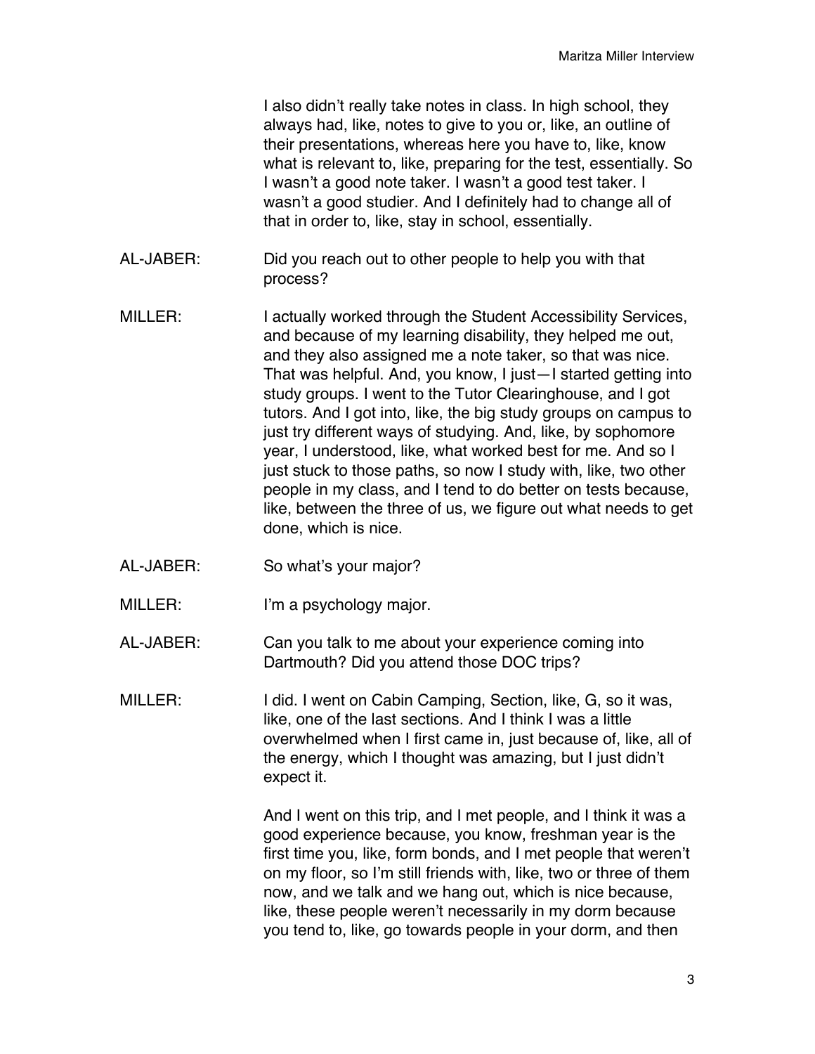I also didn't really take notes in class. In high school, they always had, like, notes to give to you or, like, an outline of their presentations, whereas here you have to, like, know what is relevant to, like, preparing for the test, essentially. So I wasn't a good note taker. I wasn't a good test taker. I wasn't a good studier. And I definitely had to change all of that in order to, like, stay in school, essentially.

AL-JABER: Did you reach out to other people to help you with that process?

MILLER: I actually worked through the Student Accessibility Services, and because of my learning disability, they helped me out, and they also assigned me a note taker, so that was nice. That was helpful. And, you know, I just—I started getting into study groups. I went to the Tutor Clearinghouse, and I got tutors. And I got into, like, the big study groups on campus to just try different ways of studying. And, like, by sophomore year, I understood, like, what worked best for me. And so I just stuck to those paths, so now I study with, like, two other people in my class, and I tend to do better on tests because, like, between the three of us, we figure out what needs to get done, which is nice.

AL-JABER: So what's your major?

MILLER: I'm a psychology major.

AL-JABER: Can you talk to me about your experience coming into Dartmouth? Did you attend those DOC trips?

MILLER: I did. I went on Cabin Camping, Section, like, G, so it was, like, one of the last sections. And I think I was a little overwhelmed when I first came in, just because of, like, all of the energy, which I thought was amazing, but I just didn't expect it.

And I went on this trip, and I met people, and I think it was a good experience because, you know, freshman year is the first time you, like, form bonds, and I met people that weren't on my floor, so I'm still friends with, like, two or three of them now, and we talk and we hang out, which is nice because, like, these people weren't necessarily in my dorm because you tend to, like, go towards people in your dorm, and then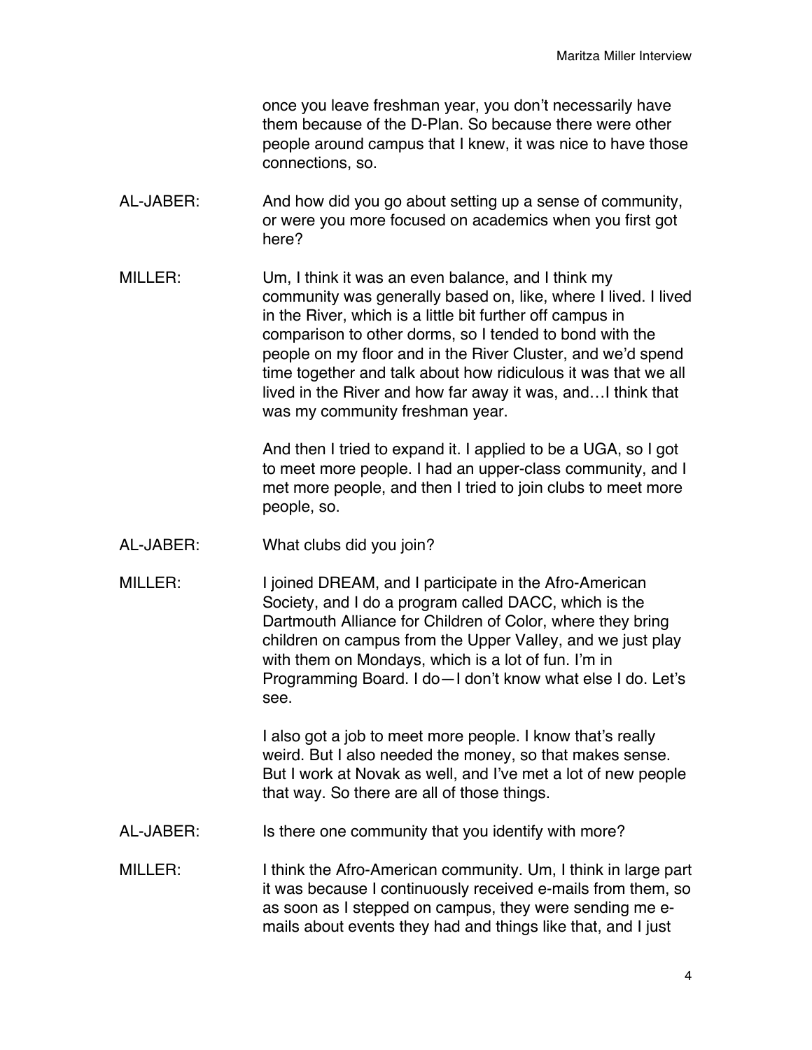once you leave freshman year, you don't necessarily have them because of the D-Plan. So because there were other people around campus that I knew, it was nice to have those connections, so.

AL-JABER: And how did you go about setting up a sense of community, or were you more focused on academics when you first got here?

MILLER: Um, I think it was an even balance, and I think my community was generally based on, like, where I lived. I lived in the River, which is a little bit further off campus in comparison to other dorms, so I tended to bond with the people on my floor and in the River Cluster, and we'd spend time together and talk about how ridiculous it was that we all lived in the River and how far away it was, and…I think that was my community freshman year.

And then I tried to expand it. I applied to be a UGA, so I got to meet more people. I had an upper-class community, and I met more people, and then I tried to join clubs to meet more people, so.

AL-JABER: What clubs did you join?

MILLER: I joined DREAM, and I participate in the Afro-American Society, and I do a program called DACC, which is the Dartmouth Alliance for Children of Color, where they bring children on campus from the Upper Valley, and we just play with them on Mondays, which is a lot of fun. I'm in Programming Board. I do—I don't know what else I do. Let's see.

I also got a job to meet more people. I know that's really weird. But I also needed the money, so that makes sense. But I work at Novak as well, and I've met a lot of new people that way. So there are all of those things.

AL-JABER: Is there one community that you identify with more?

MILLER: I think the Afro-American community. Um, I think in large part it was because I continuously received e-mails from them, so as soon as I stepped on campus, they were sending me e-mails about events they had and things like that, and I just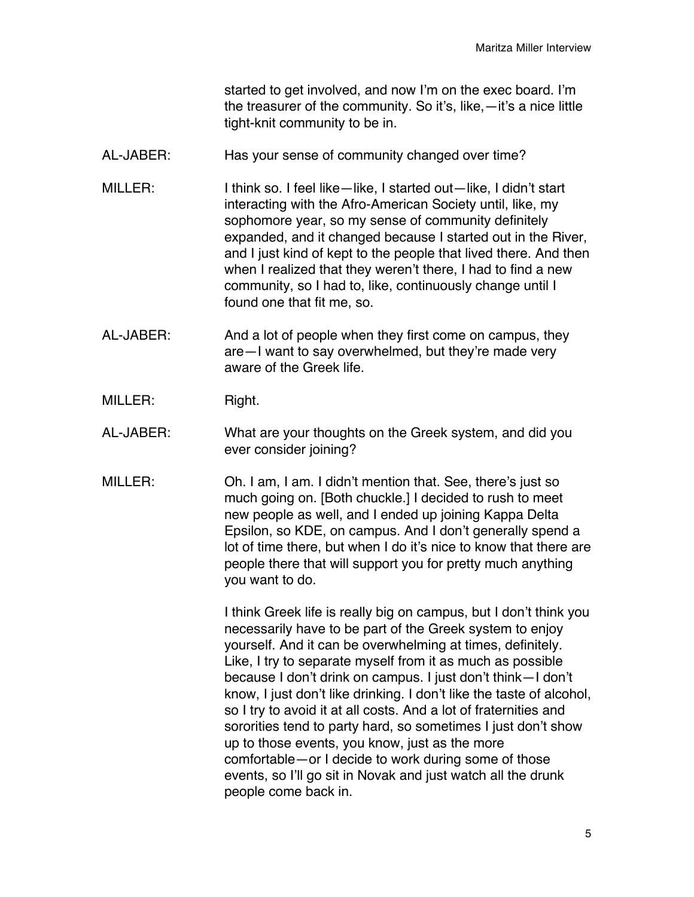started to get involved, and now I'm on the exec board. I'm the treasurer of the community. So it's, like,—it's a nice little tight-knit community to be in.

AL-JABER: Has your sense of community changed over time?

MILLER: I think so. I feel like—like, I started out—like, I didn't start interacting with the Afro-American Society until, like, my sophomore year, so my sense of community definitely expanded, and it changed because I started out in the River, and I just kind of kept to the people that lived there. And then when I realized that they weren't there, I had to find a new community, so I had to, like, continuously change until I found one that fit me, so.

AL-JABER: And a lot of people when they first come on campus, they are—I want to say overwhelmed, but they're made very aware of the Greek life.

MILLER: Right.

AL-JABER: What are your thoughts on the Greek system, and did you ever consider joining?

MILLER: Oh. I am, I am. I didn't mention that. See, there's just so much going on. [Both chuckle.] I decided to rush to meet new people as well, and I ended up joining Kappa Delta Epsilon, so KDE, on campus. And I don't generally spend a lot of time there, but when I do it's nice to know that there are people there that will support you for pretty much anything you want to do.

I think Greek life is really big on campus, but I don't think you necessarily have to be part of the Greek system to enjoy yourself. And it can be overwhelming at times, definitely. Like, I try to separate myself from it as much as possible because I don't drink on campus. I just don't think—I don't know, I just don't like drinking. I don't like the taste of alcohol, so I try to avoid it at all costs. And a lot of fraternities and sororities tend to party hard, so sometimes I just don't show up to those events, you know, just as the more comfortable—or I decide to work during some of those events, so I'll go sit in Novak and just watch all the drunk people come back in.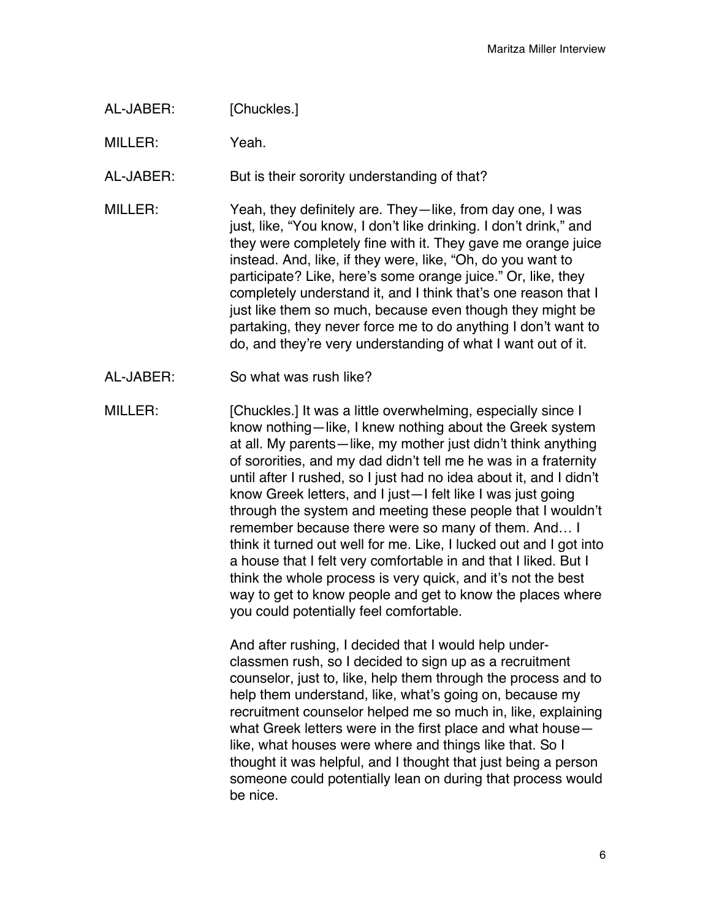AL-JABER: [Chuckles.]

MILLER: Yeah.

AL-JABER: But is their sorority understanding of that?

MILLER: Yeah, they definitely are. They—like, from day one, I was just, like, "You know, I don't like drinking. I don't drink," and they were completely fine with it. They gave me orange juice instead. And, like, if they were, like, "Oh, do you want to participate? Like, here's some orange juice." Or, like, they completely understand it, and I think that's one reason that I just like them so much, because even though they might be partaking, they never force me to do anything I don't want to do, and they're very understanding of what I want out of it.

AL-JABER: So what was rush like?

MILLER: [Chuckles.] It was a little overwhelming, especially since I know nothing—like, I knew nothing about the Greek system at all. My parents—like, my mother just didn't think anything of sororities, and my dad didn't tell me he was in a fraternity until after I rushed, so I just had no idea about it, and I didn't know Greek letters, and I just—I felt like I was just going through the system and meeting these people that I wouldn't remember because there were so many of them. And… I think it turned out well for me. Like, I lucked out and I got into a house that I felt very comfortable in and that I liked. But I think the whole process is very quick, and it's not the best way to get to know people and get to know the places where you could potentially feel comfortable.

And after rushing, I decided that I would help under-classmen rush, so I decided to sign up as a recruitment counselor, just to, like, help them through the process and to help them understand, like, what's going on, because my recruitment counselor helped me so much in, like, explaining what Greek letters were in the first place and what house—like, what houses were where and things like that. So I thought it was helpful, and I thought that just being a person someone could potentially lean on during that process would be nice.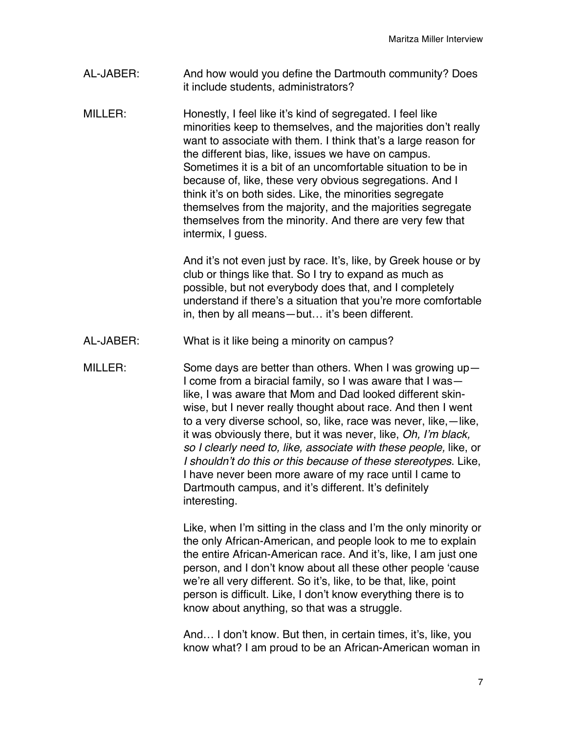AL-JABER: And how would you define the Dartmouth community? Does it include students, administrators?

MILLER: Honestly, I feel like it's kind of segregated. I feel like minorities keep to themselves, and the majorities don't really want to associate with them. I think that's a large reason for the different bias, like, issues we have on campus. Sometimes it is a bit of an uncomfortable situation to be in because of, like, these very obvious segregations. And I think it's on both sides. Like, the minorities segregate themselves from the majority, and the majorities segregate themselves from the minority. And there are very few that intermix, I guess.

And it's not even just by race. It's, like, by Greek house or by club or things like that. So I try to expand as much as possible, but not everybody does that, and I completely understand if there's a situation that you're more comfortable in, then by all means—but… it's been different.

AL-JABER: What is it like being a minority on campus?

MILLER: Some days are better than others. When I was growing up—I come from a biracial family, so I was aware that I was—like, I was aware that Mom and Dad looked different skin-wise, but I never really thought about race. And then I went to a very diverse school, so, like, race was never, like,—like, it was obviously there, but it was never, like, *Oh, I'm black, so I clearly need to, like, associate with these people,* like, or *I shouldn't do this or this because of these stereotypes*. Like, I have never been more aware of my race until I came to Dartmouth campus, and it's different. It's definitely interesting.

Like, when I'm sitting in the class and I'm the only minority or the only African-American, and people look to me to explain the entire African-American race. And it's, like, I am just one person, and I don't know about all these other people 'cause we're all very different. So it's, like, to be that, like, point person is difficult. Like, I don't know everything there is to know about anything, so that was a struggle.

And… I don't know. But then, in certain times, it's, like, you know what? I am proud to be an African-American woman in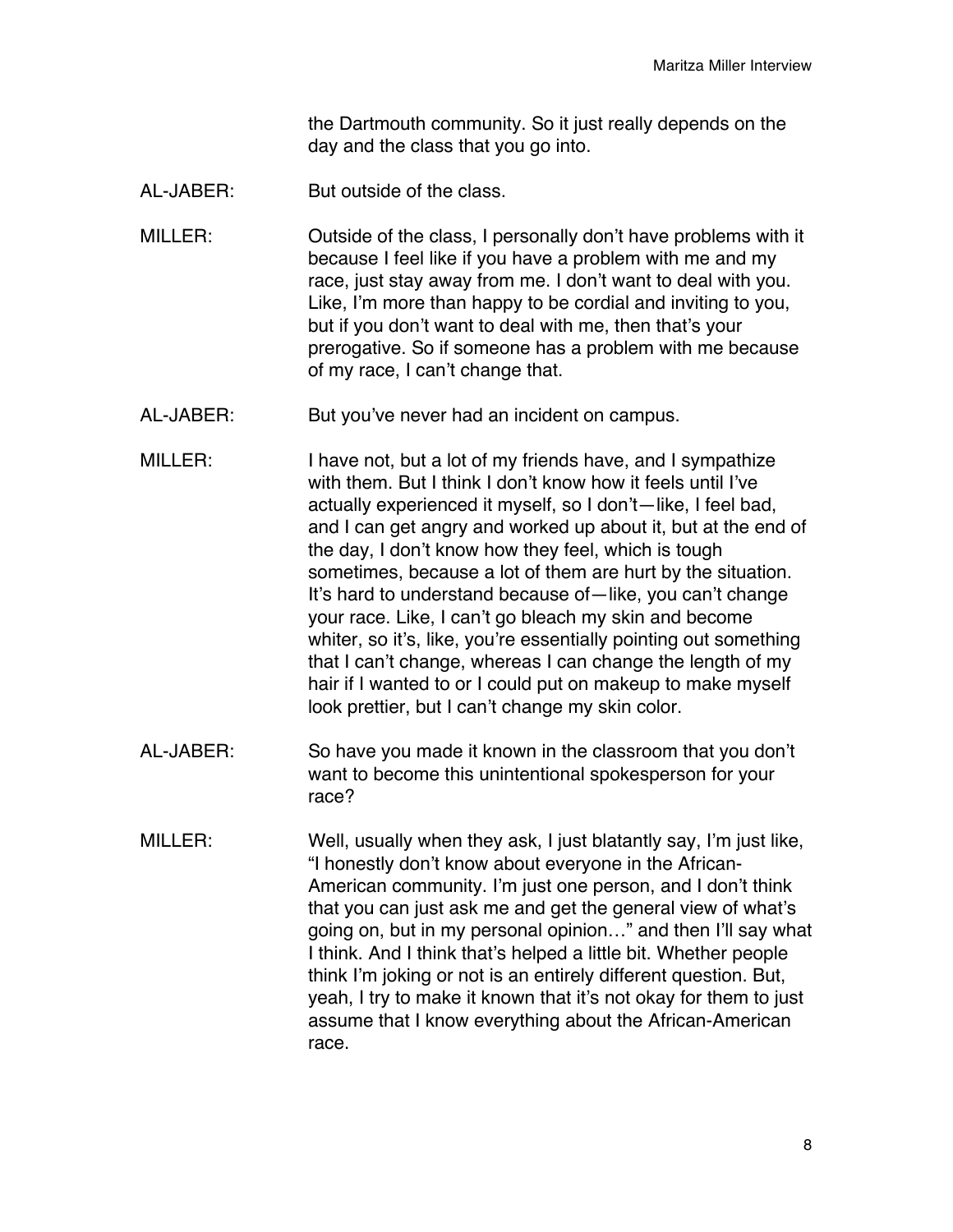the Dartmouth community. So it just really depends on the day and the class that you go into.

AL-JABER: But outside of the class.

MILLER: Outside of the class, I personally don't have problems with it because I feel like if you have a problem with me and my race, just stay away from me. I don't want to deal with you. Like, I'm more than happy to be cordial and inviting to you, but if you don't want to deal with me, then that's your prerogative. So if someone has a problem with me because of my race, I can't change that.

AL-JABER: But you've never had an incident on campus.

MILLER: I have not, but a lot of my friends have, and I sympathize with them. But I think I don't know how it feels until I've actually experienced it myself, so I don't—like, I feel bad, and I can get angry and worked up about it, but at the end of the day, I don't know how they feel, which is tough sometimes, because a lot of them are hurt by the situation. It's hard to understand because of—like, you can't change your race. Like, I can't go bleach my skin and become whiter, so it's, like, you're essentially pointing out something that I can't change, whereas I can change the length of my hair if I wanted to or I could put on makeup to make myself look prettier, but I can't change my skin color.

AL-JABER: So have you made it known in the classroom that you don't want to become this unintentional spokesperson for your race?

MILLER: Well, usually when they ask, I just blatantly say, I'm just like, "I honestly don't know about everyone in the African-American community. I'm just one person, and I don't think that you can just ask me and get the general view of what's going on, but in my personal opinion…" and then I'll say what I think. And I think that's helped a little bit. Whether people think I'm joking or not is an entirely different question. But, yeah, I try to make it known that it's not okay for them to just assume that I know everything about the African-American race.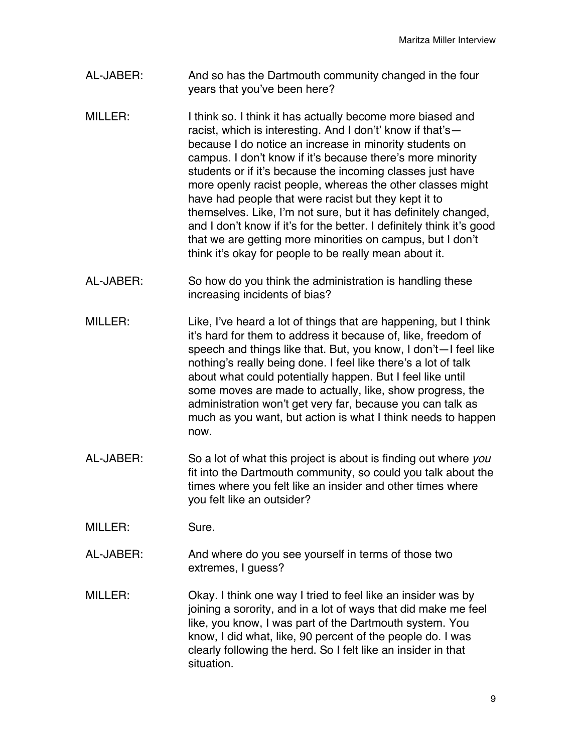AL-JABER: And so has the Dartmouth community changed in the four years that you've been here?

MILLER: I think so. I think it has actually become more biased and racist, which is interesting. And I don't' know if that's—because I do notice an increase in minority students on campus. I don't know if it's because there's more minority students or if it's because the incoming classes just have more openly racist people, whereas the other classes might have had people that were racist but they kept it to themselves. Like, I'm not sure, but it has definitely changed, and I don't know if it's for the better. I definitely think it's good that we are getting more minorities on campus, but I don't think it's okay for people to be really mean about it.

AL-JABER: So how do you think the administration is handling these increasing incidents of bias?

MILLER: Like, I've heard a lot of things that are happening, but I think it's hard for them to address it because of, like, freedom of speech and things like that. But, you know, I don't—I feel like nothing's really being done. I feel like there's a lot of talk about what could potentially happen. But I feel like until some moves are made to actually, like, show progress, the administration won't get very far, because you can talk as much as you want, but action is what I think needs to happen now.

AL-JABER: So a lot of what this project is about is finding out where *you* fit into the Dartmouth community, so could you talk about the times where you felt like an insider and other times where you felt like an outsider?

MILLER: Sure.

AL-JABER: And where do you see yourself in terms of those two extremes, I guess?

MILLER: Okay. I think one way I tried to feel like an insider was by joining a sorority, and in a lot of ways that did make me feel like, you know, I was part of the Dartmouth system. You know, I did what, like, 90 percent of the people do. I was clearly following the herd. So I felt like an insider in that situation.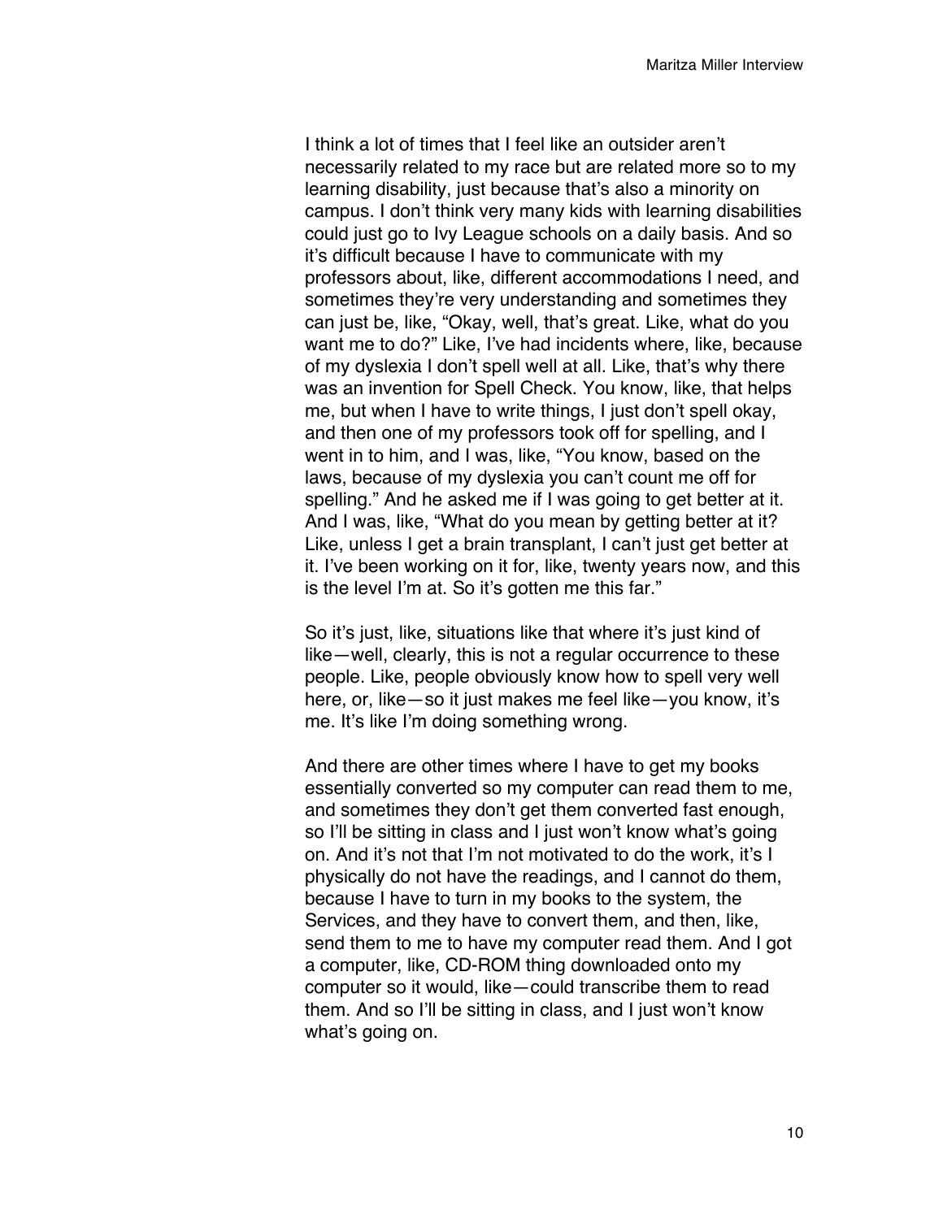I think a lot of times that I feel like an outsider aren't necessarily related to my race but are related more so to my learning disability, just because that's also a minority on campus. I don't think very many kids with learning disabilities could just go to Ivy League schools on a daily basis. And so it's difficult because I have to communicate with my professors about, like, different accommodations I need, and sometimes they're very understanding and sometimes they can just be, like, "Okay, well, that's great. Like, what do you want me to do?" Like, I've had incidents where, like, because of my dyslexia I don't spell well at all. Like, that's why there was an invention for Spell Check. You know, like, that helps me, but when I have to write things, I just don't spell okay, and then one of my professors took off for spelling, and I went in to him, and I was, like, "You know, based on the laws, because of my dyslexia you can't count me off for spelling." And he asked me if I was going to get better at it. And I was, like, "What do you mean by getting better at it? Like, unless I get a brain transplant, I can't just get better at it. I've been working on it for, like, twenty years now, and this is the level I'm at. So it's gotten me this far."

So it's just, like, situations like that where it's just kind of like—well, clearly, this is not a regular occurrence to these people. Like, people obviously know how to spell very well here, or, like—so it just makes me feel like—you know, it's me. It's like I'm doing something wrong.

And there are other times where I have to get my books essentially converted so my computer can read them to me, and sometimes they don't get them converted fast enough, so I'll be sitting in class and I just won't know what's going on. And it's not that I'm not motivated to do the work, it's I physically do not have the readings, and I cannot do them, because I have to turn in my books to the system, the Services, and they have to convert them, and then, like, send them to me to have my computer read them. And I got a computer, like, CD-ROM thing downloaded onto my computer so it would, like—could transcribe them to read them. And so I'll be sitting in class, and I just won't know what's going on.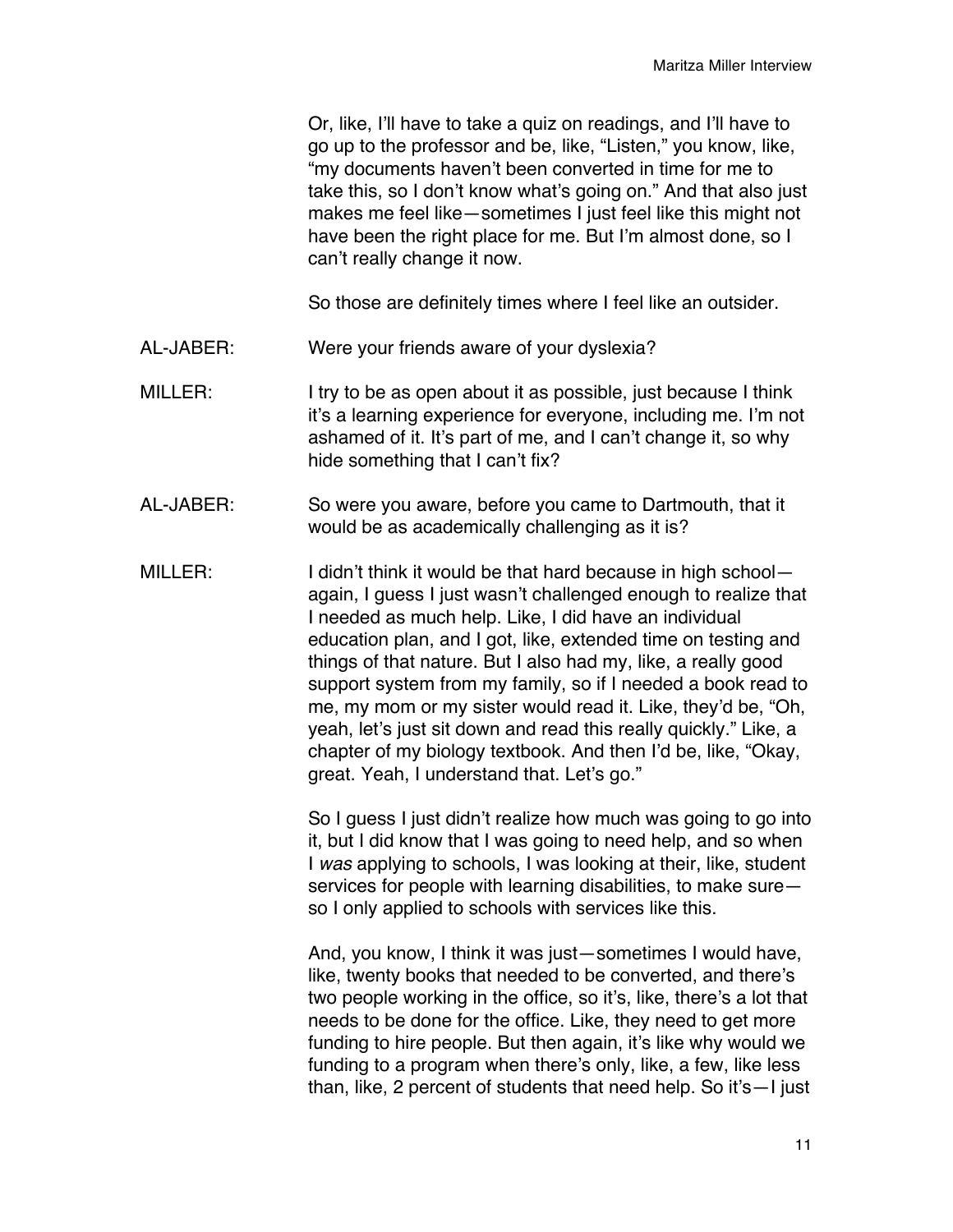Or, like, I'll have to take a quiz on readings, and I'll have to go up to the professor and be, like, "Listen," you know, like, "my documents haven't been converted in time for me to take this, so I don't know what's going on." And that also just makes me feel like—sometimes I just feel like this might not have been the right place for me. But I'm almost done, so I can't really change it now.

So those are definitely times where I feel like an outsider.

AL-JABER: Were your friends aware of your dyslexia?

MILLER: I try to be as open about it as possible, just because I think it's a learning experience for everyone, including me. I'm not ashamed of it. It's part of me, and I can't change it, so why hide something that I can't fix?

AL-JABER: So were you aware, before you came to Dartmouth, that it would be as academically challenging as it is?

MILLER: I didn't think it would be that hard because in high school—again, I guess I just wasn't challenged enough to realize that I needed as much help. Like, I did have an individual education plan, and I got, like, extended time on testing and things of that nature. But I also had my, like, a really good support system from my family, so if I needed a book read to me, my mom or my sister would read it. Like, they'd be, "Oh, yeah, let's just sit down and read this really quickly." Like, a chapter of my biology textbook. And then I'd be, like, "Okay, great. Yeah, I understand that. Let's go."

So I guess I just didn't realize how much was going to go into it, but I did know that I was going to need help, and so when I *was* applying to schools, I was looking at their, like, student services for people with learning disabilities, to make sure—so I only applied to schools with services like this.

And, you know, I think it was just—sometimes I would have, like, twenty books that needed to be converted, and there's two people working in the office, so it's, like, there's a lot that needs to be done for the office. Like, they need to get more funding to hire people. But then again, it's like why would we funding to a program when there's only, like, a few, like less than, like, 2 percent of students that need help. So it's—I just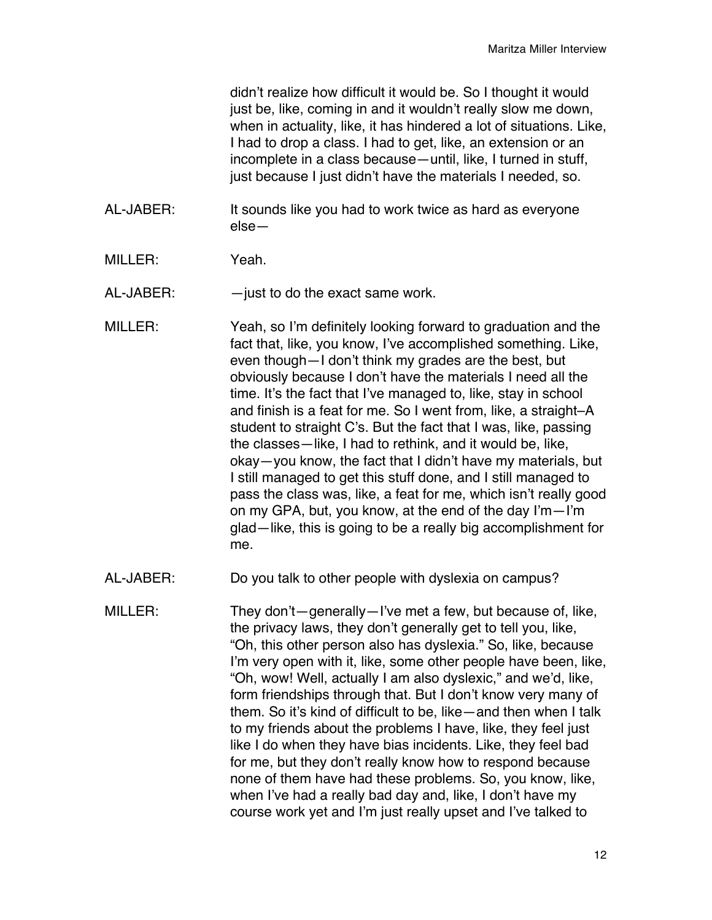didn't realize how difficult it would be. So I thought it would just be, like, coming in and it wouldn't really slow me down, when in actuality, like, it has hindered a lot of situations. Like, I had to drop a class. I had to get, like, an extension or an incomplete in a class because—until, like, I turned in stuff, just because I just didn't have the materials I needed, so.

AL-JABER: It sounds like you had to work twice as hard as everyone else—

MILLER: Yeah.

AL-JABER: —just to do the exact same work.

MILLER: Yeah, so I'm definitely looking forward to graduation and the fact that, like, you know, I've accomplished something. Like, even though—I don't think my grades are the best, but obviously because I don't have the materials I need all the time. It's the fact that I've managed to, like, stay in school and finish is a feat for me. So I went from, like, a straight–A student to straight C's. But the fact that I was, like, passing the classes—like, I had to rethink, and it would be, like, okay—you know, the fact that I didn't have my materials, but I still managed to get this stuff done, and I still managed to pass the class was, like, a feat for me, which isn't really good on my GPA, but, you know, at the end of the day I'm—I'm glad—like, this is going to be a really big accomplishment for me.

AL-JABER: Do you talk to other people with dyslexia on campus?

MILLER: They don't—generally—I've met a few, but because of, like, the privacy laws, they don't generally get to tell you, like, "Oh, this other person also has dyslexia." So, like, because I'm very open with it, like, some other people have been, like, "Oh, wow! Well, actually I am also dyslexic," and we'd, like, form friendships through that. But I don't know very many of them. So it's kind of difficult to be, like—and then when I talk to my friends about the problems I have, like, they feel just like I do when they have bias incidents. Like, they feel bad for me, but they don't really know how to respond because none of them have had these problems. So, you know, like, when I've had a really bad day and, like, I don't have my course work yet and I'm just really upset and I've talked to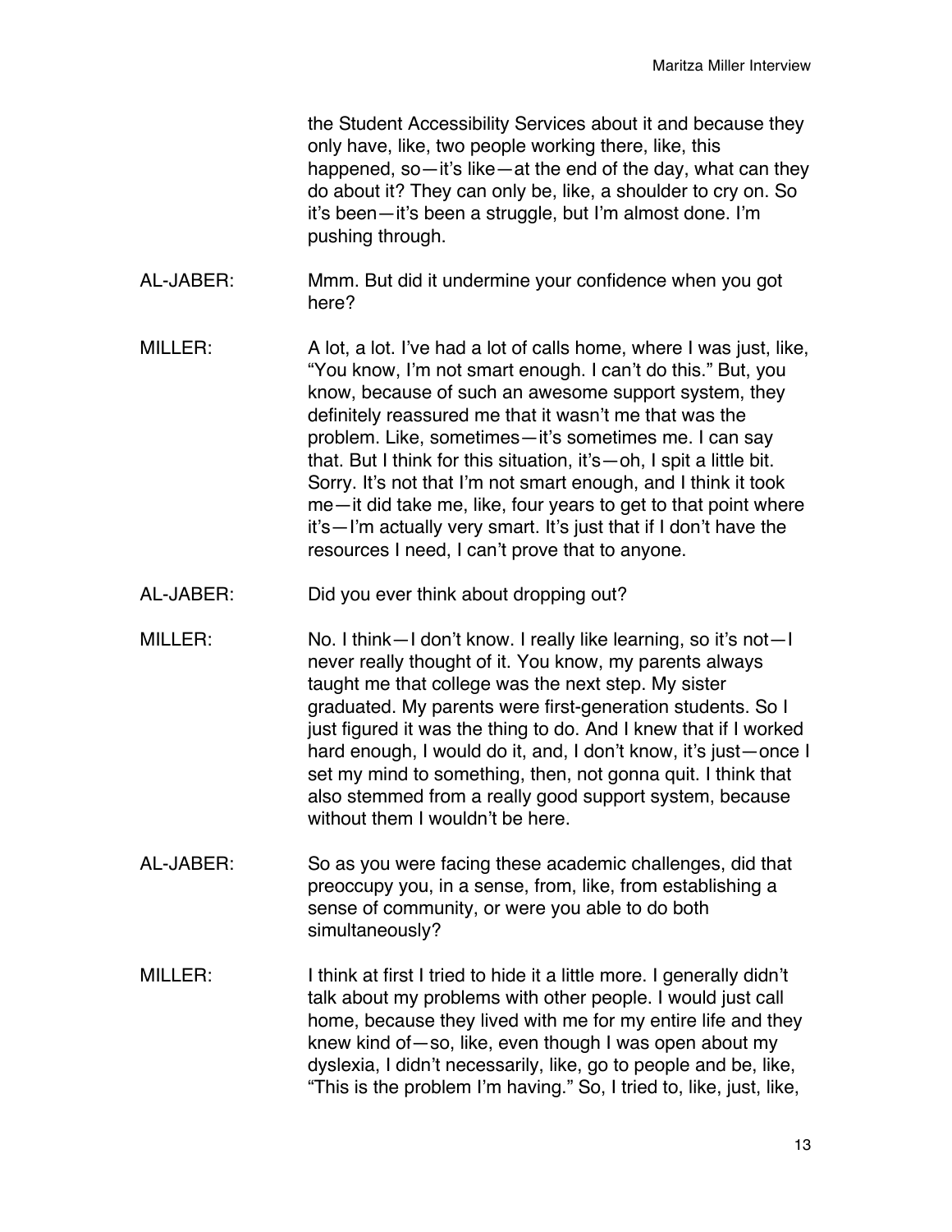the Student Accessibility Services about it and because they only have, like, two people working there, like, this happened, so—it's like—at the end of the day, what can they do about it? They can only be, like, a shoulder to cry on. So it's been—it's been a struggle, but I'm almost done. I'm pushing through.

AL-JABER: Mmm. But did it undermine your confidence when you got here?

MILLER: A lot, a lot. I've had a lot of calls home, where I was just, like, "You know, I'm not smart enough. I can't do this." But, you know, because of such an awesome support system, they definitely reassured me that it wasn't me that was the problem. Like, sometimes—it's sometimes me. I can say that. But I think for this situation, it's—oh, I spit a little bit. Sorry. It's not that I'm not smart enough, and I think it took me—it did take me, like, four years to get to that point where it's—I'm actually very smart. It's just that if I don't have the resources I need, I can't prove that to anyone.

AL-JABER: Did you ever think about dropping out?

MILLER: No. I think—I don't know. I really like learning, so it's not—I never really thought of it. You know, my parents always taught me that college was the next step. My sister graduated. My parents were first-generation students. So I just figured it was the thing to do. And I knew that if I worked hard enough, I would do it, and, I don't know, it's just—once I set my mind to something, then, not gonna quit. I think that also stemmed from a really good support system, because without them I wouldn't be here.

AL-JABER: So as you were facing these academic challenges, did that preoccupy you, in a sense, from, like, from establishing a sense of community, or were you able to do both simultaneously?

MILLER: I think at first I tried to hide it a little more. I generally didn't talk about my problems with other people. I would just call home, because they lived with me for my entire life and they knew kind of—so, like, even though I was open about my dyslexia, I didn't necessarily, like, go to people and be, like, "This is the problem I'm having." So, I tried to, like, just, like,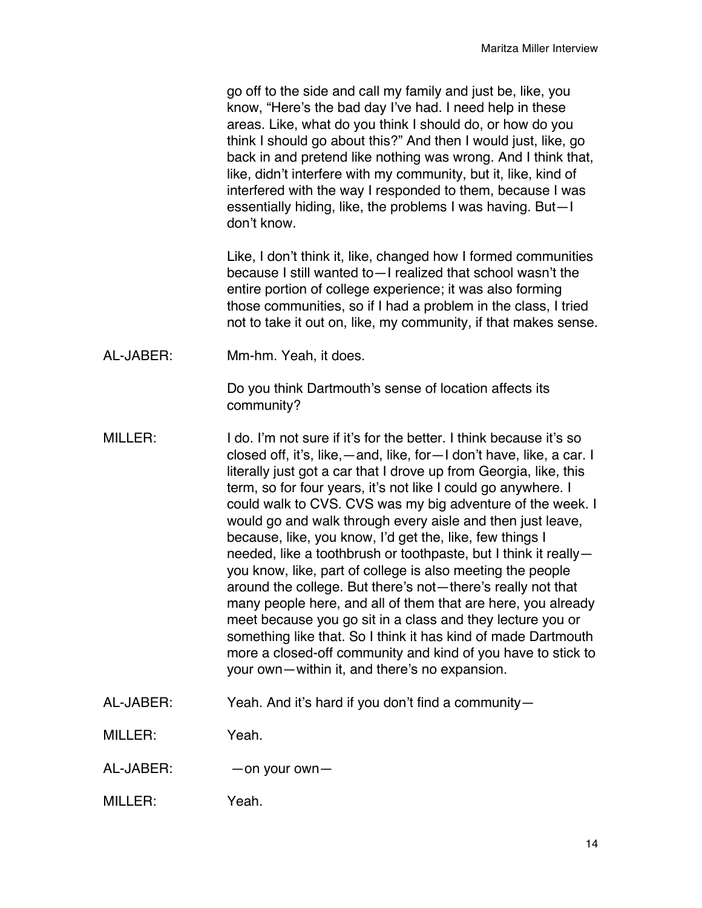go off to the side and call my family and just be, like, you know, "Here's the bad day I've had. I need help in these areas. Like, what do you think I should do, or how do you think I should go about this?" And then I would just, like, go back in and pretend like nothing was wrong. And I think that, like, didn't interfere with my community, but it, like, kind of interfered with the way I responded to them, because I was essentially hiding, like, the problems I was having. But—I don't know.

Like, I don't think it, like, changed how I formed communities because I still wanted to—I realized that school wasn't the entire portion of college experience; it was also forming those communities, so if I had a problem in the class, I tried not to take it out on, like, my community, if that makes sense.

AL-JABER: Mm-hm. Yeah, it does.

Do you think Dartmouth's sense of location affects its community?

MILLER: I do. I'm not sure if it's for the better. I think because it's so closed off, it's, like,—and, like, for—I don't have, like, a car. I literally just got a car that I drove up from Georgia, like, this term, so for four years, it's not like I could go anywhere. I could walk to CVS. CVS was my big adventure of the week. I would go and walk through every aisle and then just leave, because, like, you know, I'd get the, like, few things I needed, like a toothbrush or toothpaste, but I think it really—you know, like, part of college is also meeting the people around the college. But there's not—there's really not that many people here, and all of them that are here, you already meet because you go sit in a class and they lecture you or something like that. So I think it has kind of made Dartmouth more a closed-off community and kind of you have to stick to your own—within it, and there's no expansion.

AL-JABER: Yeah. And it's hard if you don't find a community—

MILLER: Yeah.

AL-JABER: —on your own—

MILLER: Yeah.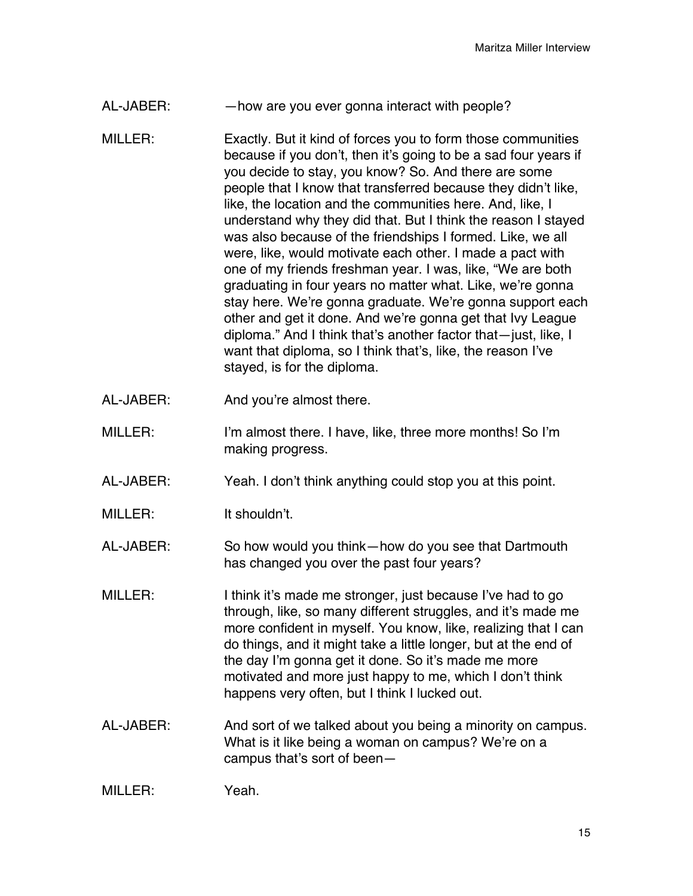AL-JABER: —how are you ever gonna interact with people?

MILLER: Exactly. But it kind of forces you to form those communities because if you don't, then it's going to be a sad four years if you decide to stay, you know? So. And there are some people that I know that transferred because they didn't like, like, the location and the communities here. And, like, I understand why they did that. But I think the reason I stayed was also because of the friendships I formed. Like, we all were, like, would motivate each other. I made a pact with one of my friends freshman year. I was, like, "We are both graduating in four years no matter what. Like, we're gonna stay here. We're gonna graduate. We're gonna support each other and get it done. And we're gonna get that Ivy League diploma." And I think that's another factor that—just, like, I want that diploma, so I think that's, like, the reason I've stayed, is for the diploma.

AL-JABER: And you're almost there.

MILLER: I'm almost there. I have, like, three more months! So I'm making progress.

AL-JABER: Yeah. I don't think anything could stop you at this point.

MILLER: It shouldn't.

AL-JABER: So how would you think—how do you see that Dartmouth has changed you over the past four years?

MILLER: I think it's made me stronger, just because I've had to go through, like, so many different struggles, and it's made me more confident in myself. You know, like, realizing that I can do things, and it might take a little longer, but at the end of the day I'm gonna get it done. So it's made me more motivated and more just happy to me, which I don't think happens very often, but I think I lucked out.

AL-JABER: And sort of we talked about you being a minority on campus. What is it like being a woman on campus? We're on a campus that's sort of been—

MILLER: Yeah.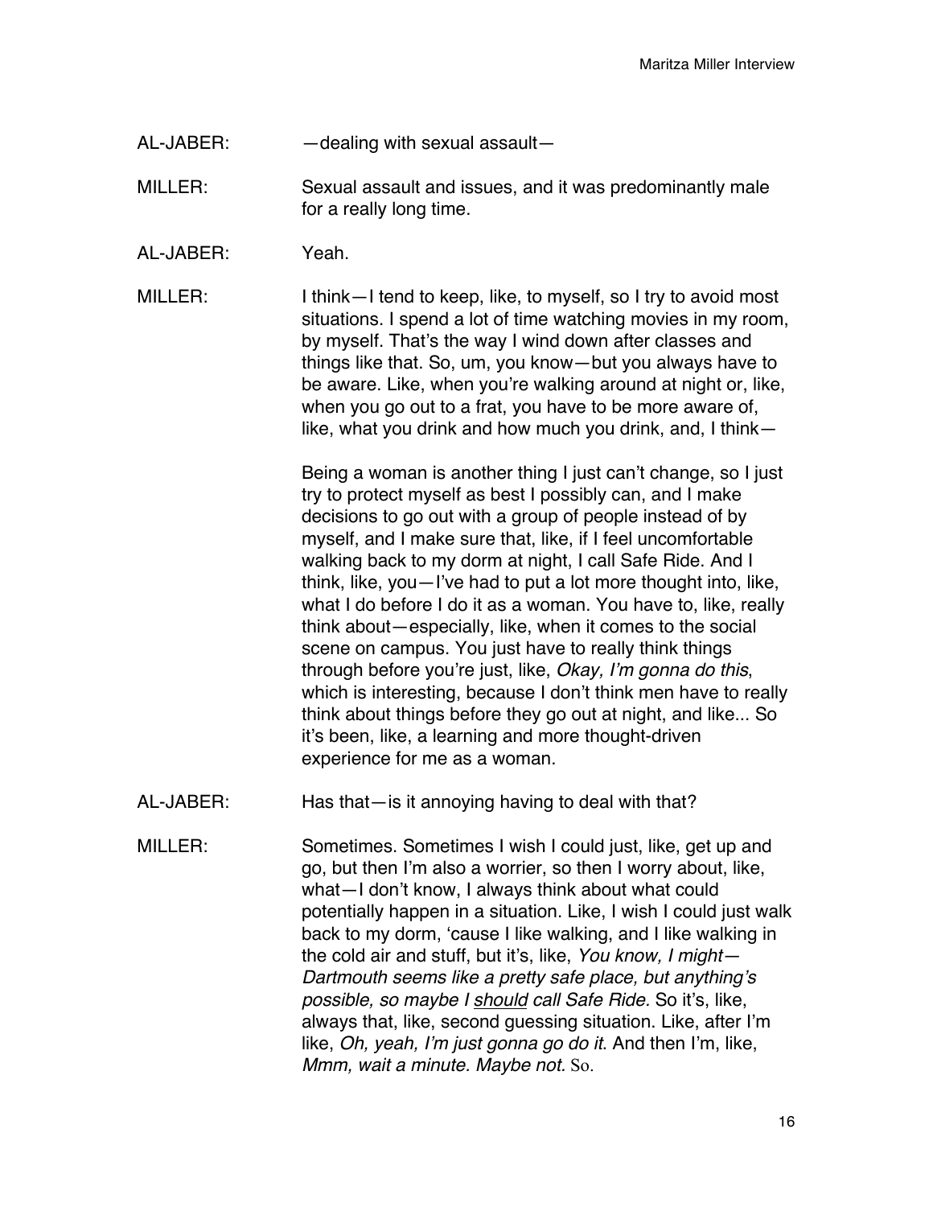AL-JABER: —dealing with sexual assault—

MILLER: Sexual assault and issues, and it was predominantly male for a really long time.

AL-JABER: Yeah.

MILLER: I think—I tend to keep, like, to myself, so I try to avoid most situations. I spend a lot of time watching movies in my room, by myself. That's the way I wind down after classes and things like that. So, um, you know—but you always have to be aware. Like, when you're walking around at night or, like, when you go out to a frat, you have to be more aware of, like, what you drink and how much you drink, and, I think—

Being a woman is another thing I just can't change, so I just try to protect myself as best I possibly can, and I make decisions to go out with a group of people instead of by myself, and I make sure that, like, if I feel uncomfortable walking back to my dorm at night, I call Safe Ride. And I think, like, you—I've had to put a lot more thought into, like, what I do before I do it as a woman. You have to, like, really think about—especially, like, when it comes to the social scene on campus. You just have to really think things through before you're just, like, *Okay, I'm gonna do this*, which is interesting, because I don't think men have to really think about things before they go out at night, and like... So it's been, like, a learning and more thought-driven experience for me as a woman.

AL-JABER: Has that—is it annoying having to deal with that?

MILLER: Sometimes. Sometimes I wish I could just, like, get up and go, but then I'm also a worrier, so then I worry about, like, what—I don't know, I always think about what could potentially happen in a situation. Like, I wish I could just walk back to my dorm, 'cause I like walking, and I like walking in the cold air and stuff, but it's, like, *You know, I might—Dartmouth seems like a pretty safe place, but anything's possible, so maybe I <u>should</u> call Safe Ride.* So it's, like, always that, like, second guessing situation. Like, after I'm like, *Oh, yeah, I'm just gonna go do it*. And then I'm, like, *Mmm, wait a minute. Maybe not.* So.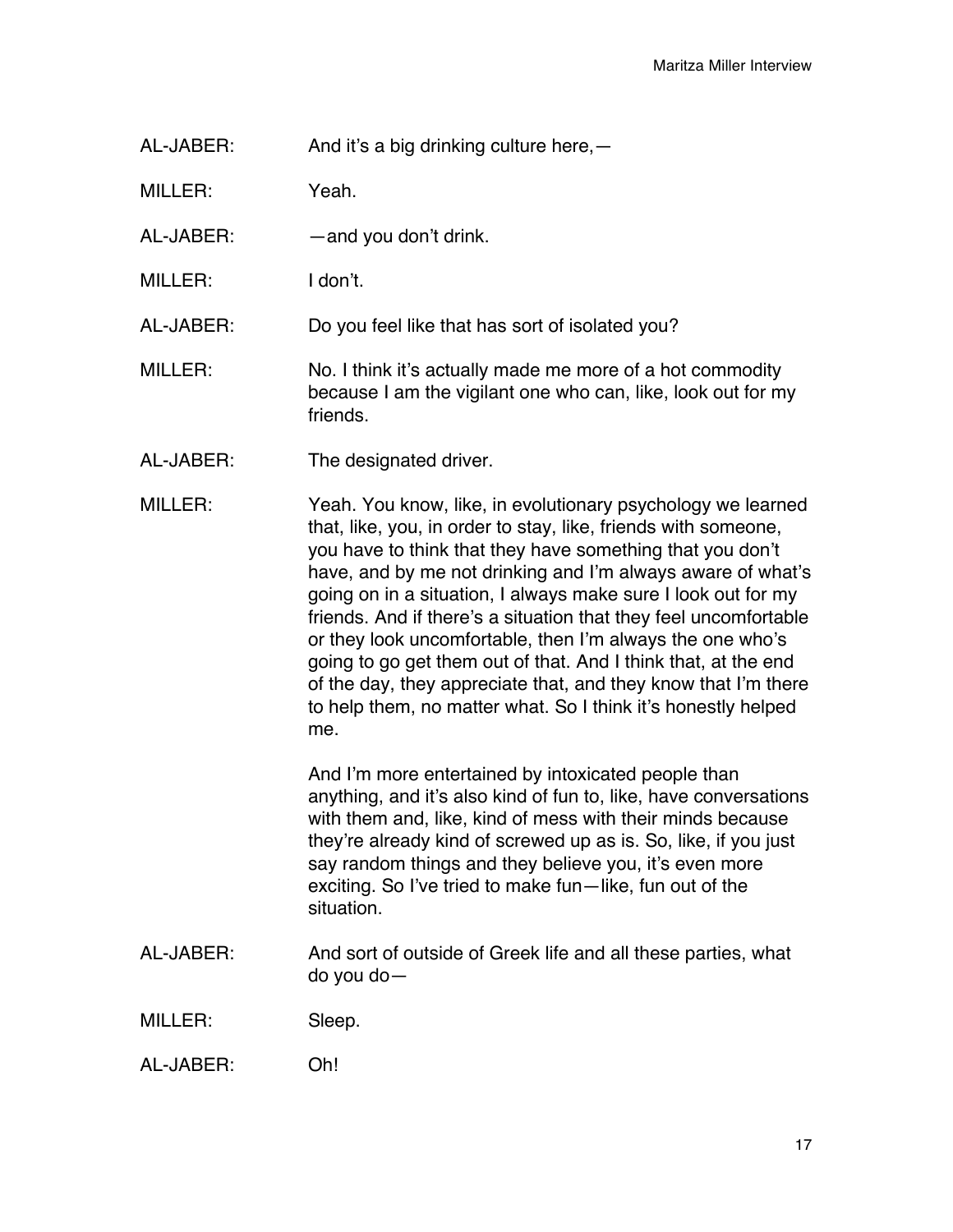AL-JABER: And it's a big drinking culture here,—

MILLER: Yeah.

AL-JABER: —and you don't drink.

MILLER: I don't.

AL-JABER: Do you feel like that has sort of isolated you?

MILLER: No. I think it's actually made me more of a hot commodity because I am the vigilant one who can, like, look out for my friends.

AL-JABER: The designated driver.

MILLER: Yeah. You know, like, in evolutionary psychology we learned that, like, you, in order to stay, like, friends with someone, you have to think that they have something that you don't have, and by me not drinking and I'm always aware of what's going on in a situation, I always make sure I look out for my friends. And if there's a situation that they feel uncomfortable or they look uncomfortable, then I'm always the one who's going to go get them out of that. And I think that, at the end of the day, they appreciate that, and they know that I'm there to help them, no matter what. So I think it's honestly helped me.

And I'm more entertained by intoxicated people than anything, and it's also kind of fun to, like, have conversations with them and, like, kind of mess with their minds because they're already kind of screwed up as is. So, like, if you just say random things and they believe you, it's even more exciting. So I've tried to make fun—like, fun out of the situation.

AL-JABER: And sort of outside of Greek life and all these parties, what do you do—

MILLER: Sleep.

AL-JABER: Oh!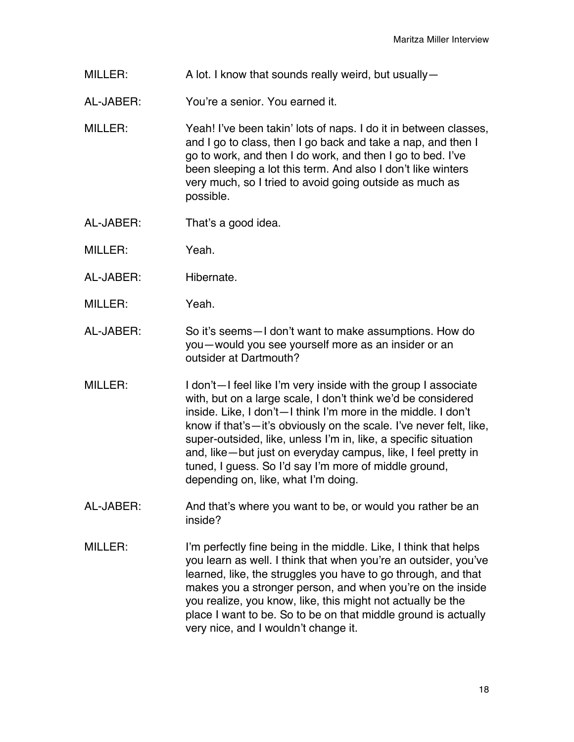MILLER: A lot. I know that sounds really weird, but usually—

AL-JABER: You're a senior. You earned it.

MILLER: Yeah! I've been takin' lots of naps. I do it in between classes, and I go to class, then I go back and take a nap, and then I go to work, and then I do work, and then I go to bed. I've been sleeping a lot this term. And also I don't like winters very much, so I tried to avoid going outside as much as possible.

AL-JABER: That's a good idea.

MILLER: Yeah.

AL-JABER: Hibernate.

MILLER: Yeah.

AL-JABER: So it's seems—I don't want to make assumptions. How do you—would you see yourself more as an insider or an outsider at Dartmouth?

MILLER: I don't—I feel like I'm very inside with the group I associate with, but on a large scale, I don't think we'd be considered inside. Like, I don't—I think I'm more in the middle. I don't know if that's—it's obviously on the scale. I've never felt, like, super-outsided, like, unless I'm in, like, a specific situation and, like—but just on everyday campus, like, I feel pretty in tuned, I guess. So I'd say I'm more of middle ground, depending on, like, what I'm doing.

AL-JABER: And that's where you want to be, or would you rather be an inside?

MILLER: I'm perfectly fine being in the middle. Like, I think that helps you learn as well. I think that when you're an outsider, you've learned, like, the struggles you have to go through, and that makes you a stronger person, and when you're on the inside you realize, you know, like, this might not actually be the place I want to be. So to be on that middle ground is actually very nice, and I wouldn't change it.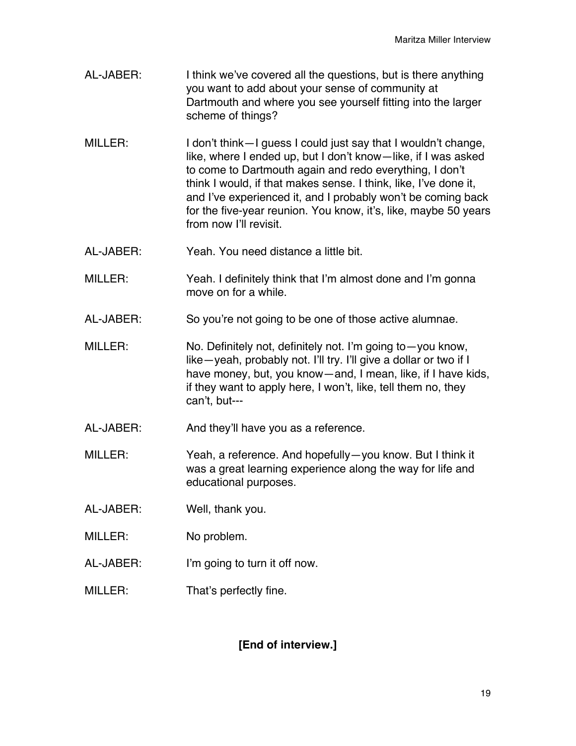AL-JABER: I think we've covered all the questions, but is there anything you want to add about your sense of community at Dartmouth and where you see yourself fitting into the larger scheme of things?

MILLER: I don't think—I guess I could just say that I wouldn't change, like, where I ended up, but I don't know—like, if I was asked to come to Dartmouth again and redo everything, I don't think I would, if that makes sense. I think, like, I've done it, and I've experienced it, and I probably won't be coming back for the five-year reunion. You know, it's, like, maybe 50 years from now I'll revisit.

AL-JABER: Yeah. You need distance a little bit.

MILLER: Yeah. I definitely think that I'm almost done and I'm gonna move on for a while.

AL-JABER: So you're not going to be one of those active alumnae.

MILLER: No. Definitely not, definitely not. I'm going to—you know, like—yeah, probably not. I'll try. I'll give a dollar or two if I have money, but, you know—and, I mean, like, if I have kids, if they want to apply here, I won't, like, tell them no, they can't, but---

AL-JABER: And they'll have you as a reference.

MILLER: Yeah, a reference. And hopefully—you know. But I think it was a great learning experience along the way for life and educational purposes.

AL-JABER: Well, thank you.

MILLER: No problem.

AL-JABER: I'm going to turn it off now.

MILLER: That's perfectly fine.

**[End of interview.]**